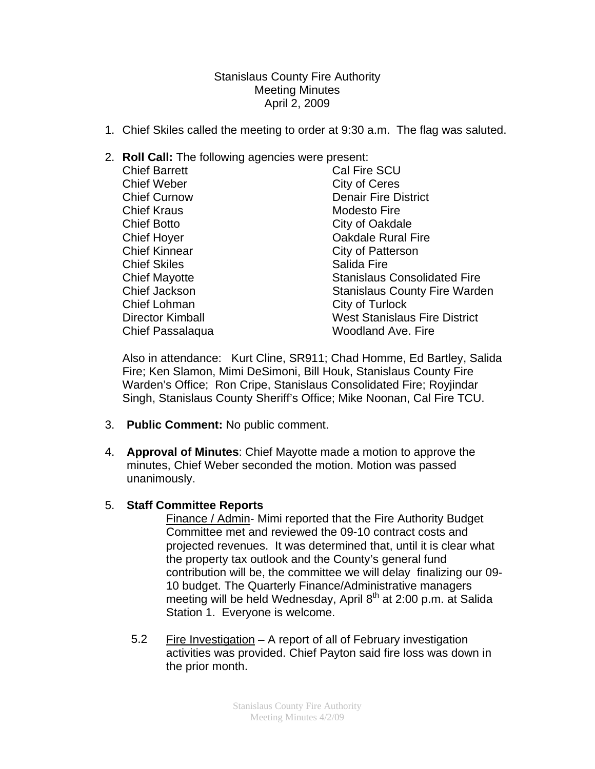Stanislaus County Fire Authority
Meeting Minutes
April 2, 2009

1. Chief Skiles called the meeting to order at 9:30 a.m. The flag was saluted.

2. **Roll Call:** The following agencies were present:

| | |
|---|---|
| Chief Barrett | Cal Fire SCU |
| Chief Weber | City of Ceres |
| Chief Curnow | Denair Fire District |
| Chief Kraus | Modesto Fire |
| Chief Botto | City of Oakdale |
| Chief Hoyer | Oakdale Rural Fire |
| Chief Kinnear | City of Patterson |
| Chief Skiles | Salida Fire |
| Chief Mayotte | Stanislaus Consolidated Fire |
| Chief Jackson | Stanislaus County Fire Warden |
| Chief Lohman | City of Turlock |
| Director Kimball | West Stanislaus Fire District |
| Chief Passalaqua | Woodland Ave. Fire |

   Also in attendance: Kurt Cline, SR911; Chad Homme, Ed Bartley, Salida Fire; Ken Slamon, Mimi DeSimoni, Bill Houk, Stanislaus County Fire Warden's Office; Ron Cripe, Stanislaus Consolidated Fire; Royjindar Singh, Stanislaus County Sheriff's Office; Mike Noonan, Cal Fire TCU.

3. **Public Comment:** No public comment.

4. **Approval of Minutes**: Chief Mayotte made a motion to approve the minutes, Chief Weber seconded the motion. Motion was passed unanimously.

5. **Staff Committee Reports**

   Finance / Admin- Mimi reported that the Fire Authority Budget Committee met and reviewed the 09-10 contract costs and projected revenues. It was determined that, until it is clear what the property tax outlook and the County's general fund contribution will be, the committee we will delay finalizing our 09-10 budget. The Quarterly Finance/Administrative managers meeting will be held Wednesday, April 8th at 2:00 p.m. at Salida Station 1. Everyone is welcome.

   5.2 Fire Investigation – A report of all of February investigation activities was provided. Chief Payton said fire loss was down in the prior month.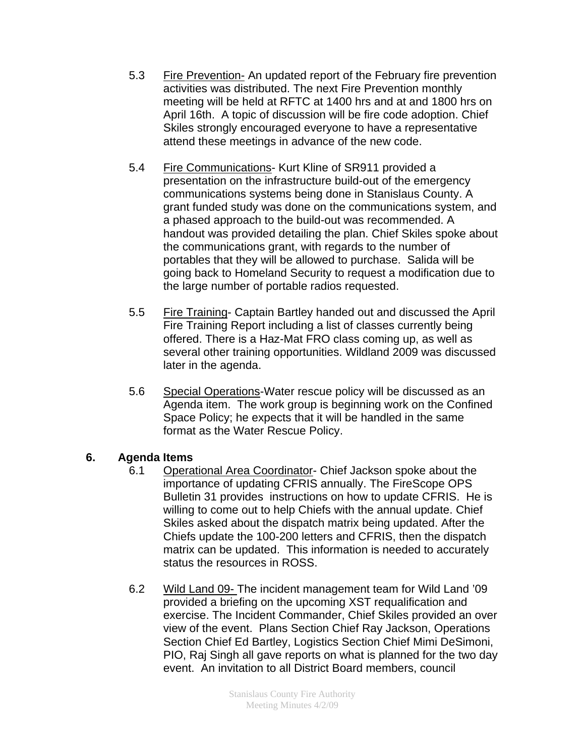5.3 Fire Prevention- An updated report of the February fire prevention activities was distributed. The next Fire Prevention monthly meeting will be held at RFTC at 1400 hrs and at and 1800 hrs on April 16th. A topic of discussion will be fire code adoption. Chief Skiles strongly encouraged everyone to have a representative attend these meetings in advance of the new code.

5.4 Fire Communications- Kurt Kline of SR911 provided a presentation on the infrastructure build-out of the emergency communications systems being done in Stanislaus County. A grant funded study was done on the communications system, and a phased approach to the build-out was recommended. A handout was provided detailing the plan. Chief Skiles spoke about the communications grant, with regards to the number of portables that they will be allowed to purchase. Salida will be going back to Homeland Security to request a modification due to the large number of portable radios requested.

5.5 Fire Training- Captain Bartley handed out and discussed the April Fire Training Report including a list of classes currently being offered. There is a Haz-Mat FRO class coming up, as well as several other training opportunities. Wildland 2009 was discussed later in the agenda.

5.6 Special Operations-Water rescue policy will be discussed as an Agenda item. The work group is beginning work on the Confined Space Policy; he expects that it will be handled in the same format as the Water Rescue Policy.

## 6. Agenda Items

6.1 Operational Area Coordinator- Chief Jackson spoke about the importance of updating CFRIS annually. The FireScope OPS Bulletin 31 provides instructions on how to update CFRIS. He is willing to come out to help Chiefs with the annual update. Chief Skiles asked about the dispatch matrix being updated. After the Chiefs update the 100-200 letters and CFRIS, then the dispatch matrix can be updated. This information is needed to accurately status the resources in ROSS.

6.2 Wild Land 09- The incident management team for Wild Land '09 provided a briefing on the upcoming XST requalification and exercise. The Incident Commander, Chief Skiles provided an over view of the event. Plans Section Chief Ray Jackson, Operations Section Chief Ed Bartley, Logistics Section Chief Mimi DeSimoni, PIO, Raj Singh all gave reports on what is planned for the two day event. An invitation to all District Board members, council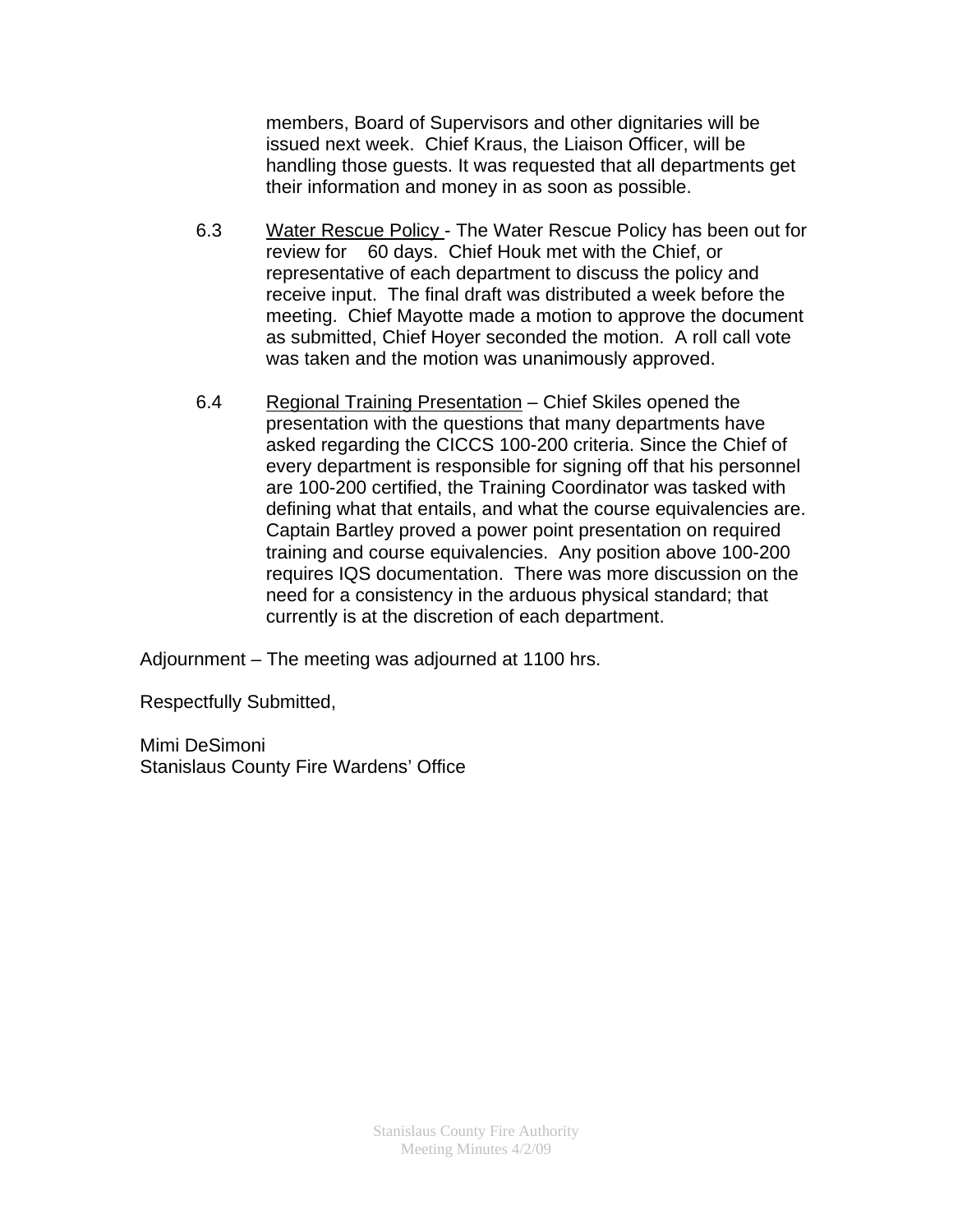members, Board of Supervisors and other dignitaries will be issued next week. Chief Kraus, the Liaison Officer, will be handling those guests. It was requested that all departments get their information and money in as soon as possible.

6.3 Water Rescue Policy - The Water Rescue Policy has been out for review for 60 days. Chief Houk met with the Chief, or representative of each department to discuss the policy and receive input. The final draft was distributed a week before the meeting. Chief Mayotte made a motion to approve the document as submitted, Chief Hoyer seconded the motion. A roll call vote was taken and the motion was unanimously approved.

6.4 Regional Training Presentation – Chief Skiles opened the presentation with the questions that many departments have asked regarding the CICCS 100-200 criteria. Since the Chief of every department is responsible for signing off that his personnel are 100-200 certified, the Training Coordinator was tasked with defining what that entails, and what the course equivalencies are. Captain Bartley proved a power point presentation on required training and course equivalencies. Any position above 100-200 requires IQS documentation. There was more discussion on the need for a consistency in the arduous physical standard; that currently is at the discretion of each department.

Adjournment – The meeting was adjourned at 1100 hrs.

Respectfully Submitted,

Mimi DeSimoni
Stanislaus County Fire Wardens' Office